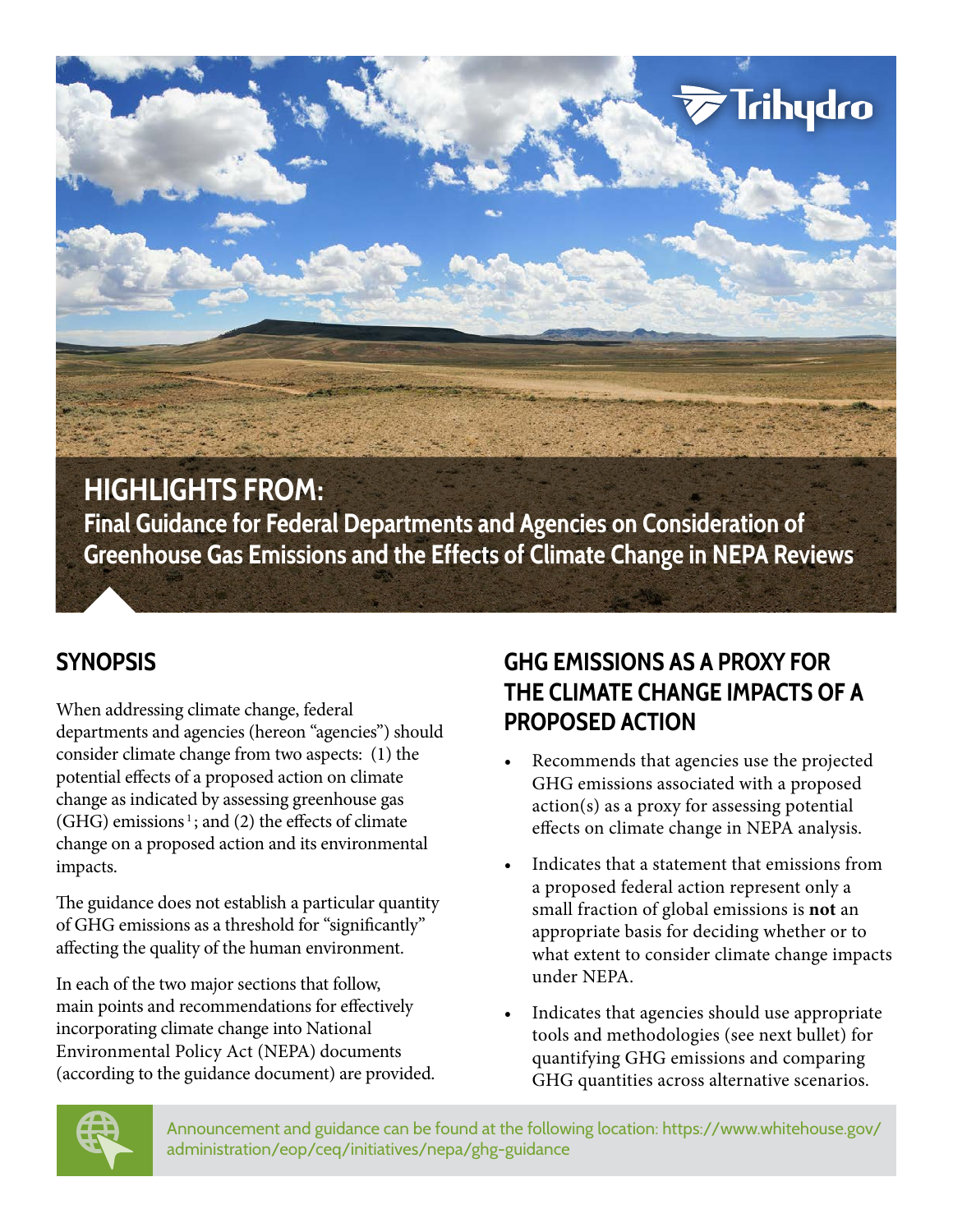# HIGHLIGHTS FROM:

## Final Guidance for Federal Departments and Agencies on Consideration of Greenhouse Gas Emissions and the Effects of Climate Change in NEPA Reviews

## SYNOPSIS

When addressing climate change, federal departments and agencies (hereon "agencies") should consider climate change from two aspects: (1) the potential effects of a proposed action on climate change as indicated by assessing greenhouse gas (GHG) emissions[1]; and (2) the effects of climate change on a proposed action and its environmental impacts.

The guidance does not establish a particular quantity of GHG emissions as a threshold for "significantly" affecting the quality of the human environment.

In each of the two major sections that follow, main points and recommendations for effectively incorporating climate change into National Environmental Policy Act (NEPA) documents (according to the guidance document) are provided.

## GHG EMISSIONS AS A PROXY FOR THE CLIMATE CHANGE IMPACTS OF A PROPOSED ACTION

- Recommends that agencies use the projected GHG emissions associated with a proposed action(s) as a proxy for assessing potential effects on climate change in NEPA analysis.
- Indicates that a statement that emissions from a proposed federal action represent only a small fraction of global emissions is **not** an appropriate basis for deciding whether or to what extent to consider climate change impacts under NEPA.
- Indicates that agencies should use appropriate tools and methodologies (see next bullet) for quantifying GHG emissions and comparing GHG quantities across alternative scenarios.

Announcement and guidance can be found at the following location: https://www.whitehouse.gov/administration/eop/ceq/initiatives/nepa/ghg-guidance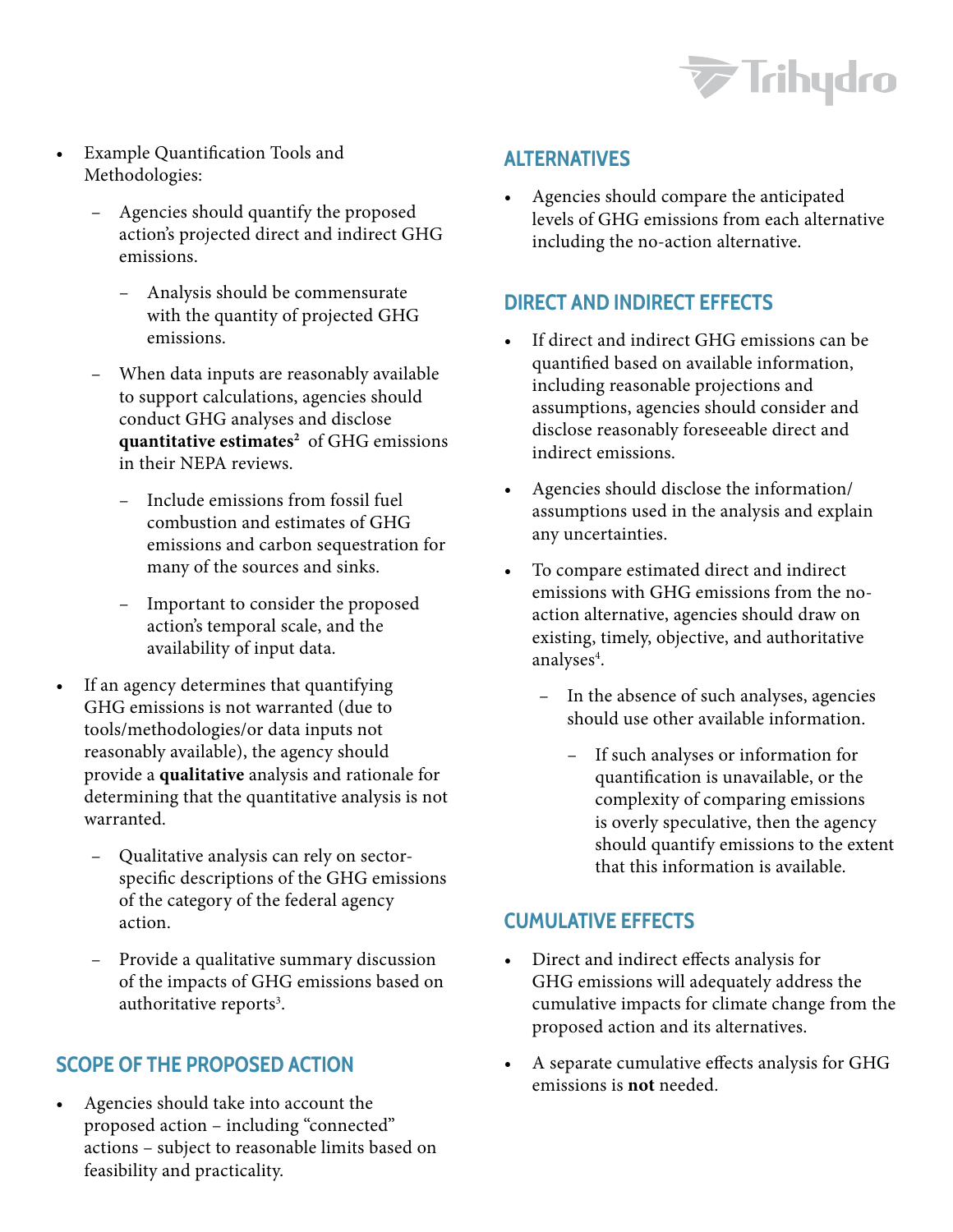- Example Quantification Tools and Methodologies:
  - Agencies should quantify the proposed action's projected direct and indirect GHG emissions.
    - Analysis should be commensurate with the quantity of projected GHG emissions.
  - When data inputs are reasonably available to support calculations, agencies should conduct GHG analyses and disclose **quantitative estimates**[2] of GHG emissions in their NEPA reviews.
    - Include emissions from fossil fuel combustion and estimates of GHG emissions and carbon sequestration for many of the sources and sinks.
    - Important to consider the proposed action's temporal scale, and the availability of input data.
- If an agency determines that quantifying GHG emissions is not warranted (due to tools/methodologies/or data inputs not reasonably available), the agency should provide a **qualitative** analysis and rationale for determining that the quantitative analysis is not warranted.
  - Qualitative analysis can rely on sector-specific descriptions of the GHG emissions of the category of the federal agency action.
  - Provide a qualitative summary discussion of the impacts of GHG emissions based on authoritative reports[3].

## SCOPE OF THE PROPOSED ACTION

- Agencies should take into account the proposed action – including "connected" actions – subject to reasonable limits based on feasibility and practicality.

## ALTERNATIVES

- Agencies should compare the anticipated levels of GHG emissions from each alternative including the no-action alternative.

## DIRECT AND INDIRECT EFFECTS

- If direct and indirect GHG emissions can be quantified based on available information, including reasonable projections and assumptions, agencies should consider and disclose reasonably foreseeable direct and indirect emissions.
- Agencies should disclose the information/assumptions used in the analysis and explain any uncertainties.
- To compare estimated direct and indirect emissions with GHG emissions from the no-action alternative, agencies should draw on existing, timely, objective, and authoritative analyses[4].
  - In the absence of such analyses, agencies should use other available information.
    - If such analyses or information for quantification is unavailable, or the complexity of comparing emissions is overly speculative, then the agency should quantify emissions to the extent that this information is available.

## CUMULATIVE EFFECTS

- Direct and indirect effects analysis for GHG emissions will adequately address the cumulative impacts for climate change from the proposed action and its alternatives.
- A separate cumulative effects analysis for GHG emissions is **not** needed.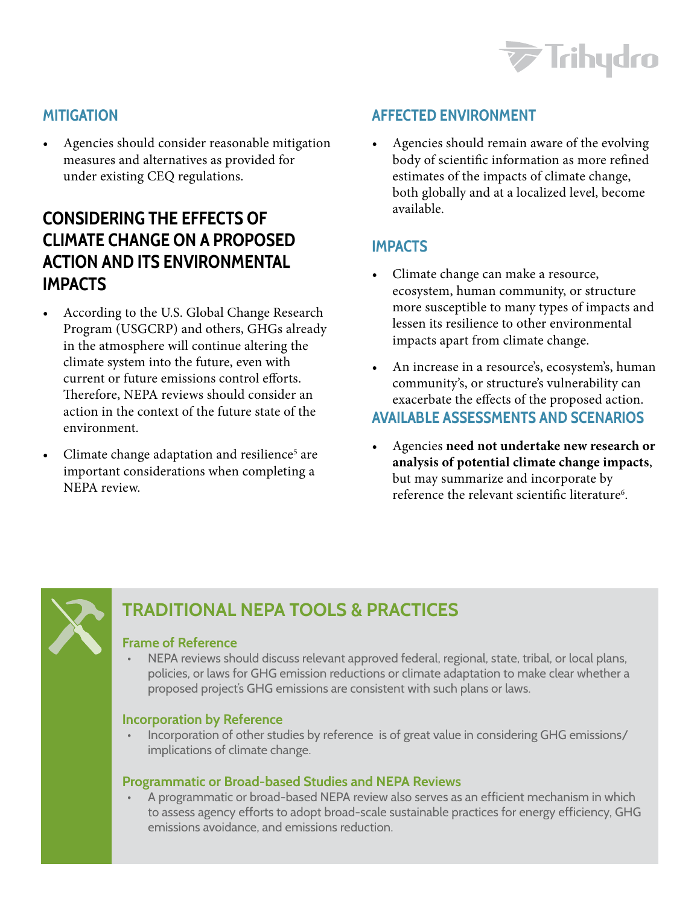## MITIGATION

- Agencies should consider reasonable mitigation measures and alternatives as provided for under existing CEQ regulations.

## CONSIDERING THE EFFECTS OF CLIMATE CHANGE ON A PROPOSED ACTION AND ITS ENVIRONMENTAL IMPACTS

- According to the U.S. Global Change Research Program (USGCRP) and others, GHGs already in the atmosphere will continue altering the climate system into the future, even with current or future emissions control efforts. Therefore, NEPA reviews should consider an action in the context of the future state of the environment.
- Climate change adaptation and resilience[5] are important considerations when completing a NEPA review.

## AFFECTED ENVIRONMENT

- Agencies should remain aware of the evolving body of scientific information as more refined estimates of the impacts of climate change, both globally and at a localized level, become available.

## IMPACTS

- Climate change can make a resource, ecosystem, human community, or structure more susceptible to many types of impacts and lessen its resilience to other environmental impacts apart from climate change.
- An increase in a resource's, ecosystem's, human community's, or structure's vulnerability can exacerbate the effects of the proposed action.

## AVAILABLE ASSESSMENTS AND SCENARIOS

- Agencies **need not undertake new research or analysis of potential climate change impacts**, but may summarize and incorporate by reference the relevant scientific literature[6].

## TRADITIONAL NEPA TOOLS & PRACTICES

### Frame of Reference

- NEPA reviews should discuss relevant approved federal, regional, state, tribal, or local plans, policies, or laws for GHG emission reductions or climate adaptation to make clear whether a proposed project's GHG emissions are consistent with such plans or laws.

### Incorporation by Reference

- Incorporation of other studies by reference is of great value in considering GHG emissions/implications of climate change.

### Programmatic or Broad-based Studies and NEPA Reviews

- A programmatic or broad-based NEPA review also serves as an efficient mechanism in which to assess agency efforts to adopt broad-scale sustainable practices for energy efficiency, GHG emissions avoidance, and emissions reduction.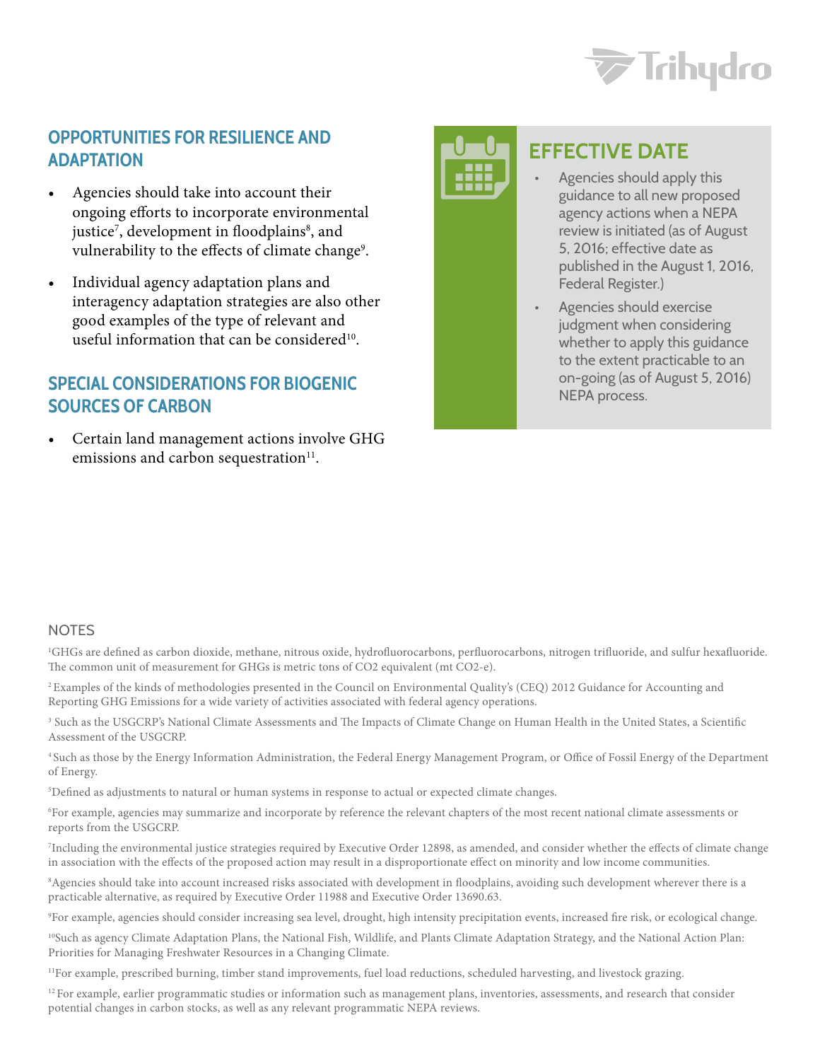## OPPORTUNITIES FOR RESILIENCE AND ADAPTATION

- Agencies should take into account their ongoing efforts to incorporate environmental justice[7], development in floodplains[8], and vulnerability to the effects of climate change[9].
- Individual agency adaptation plans and interagency adaptation strategies are also other good examples of the type of relevant and useful information that can be considered[10].

## SPECIAL CONSIDERATIONS FOR BIOGENIC SOURCES OF CARBON

- Certain land management actions involve GHG emissions and carbon sequestration[11].

## EFFECTIVE DATE

- Agencies should apply this guidance to all new proposed agency actions when a NEPA review is initiated (as of August 5, 2016; effective date as published in the August 1, 2016, Federal Register.)
- Agencies should exercise judgment when considering whether to apply this guidance to the extent practicable to an on-going (as of August 5, 2016) NEPA process.

### NOTES

[1]GHGs are defined as carbon dioxide, methane, nitrous oxide, hydrofluorocarbons, perfluorocarbons, nitrogen trifluoride, and sulfur hexafluoride. The common unit of measurement for GHGs is metric tons of CO2 equivalent (mt CO2-e).

[2] Examples of the kinds of methodologies presented in the Council on Environmental Quality's (CEQ) 2012 Guidance for Accounting and Reporting GHG Emissions for a wide variety of activities associated with federal agency operations.

[3] Such as the USGCRP's National Climate Assessments and The Impacts of Climate Change on Human Health in the United States, a Scientific Assessment of the USGCRP.

[4] Such as those by the Energy Information Administration, the Federal Energy Management Program, or Office of Fossil Energy of the Department of Energy.

[5]Defined as adjustments to natural or human systems in response to actual or expected climate changes.

[6]For example, agencies may summarize and incorporate by reference the relevant chapters of the most recent national climate assessments or reports from the USGCRP.

[7]Including the environmental justice strategies required by Executive Order 12898, as amended, and consider whether the effects of climate change in association with the effects of the proposed action may result in a disproportionate effect on minority and low income communities.

[8]Agencies should take into account increased risks associated with development in floodplains, avoiding such development wherever there is a practicable alternative, as required by Executive Order 11988 and Executive Order 13690.63.

[9]For example, agencies should consider increasing sea level, drought, high intensity precipitation events, increased fire risk, or ecological change.

[10]Such as agency Climate Adaptation Plans, the National Fish, Wildlife, and Plants Climate Adaptation Strategy, and the National Action Plan: Priorities for Managing Freshwater Resources in a Changing Climate.

[11]For example, prescribed burning, timber stand improvements, fuel load reductions, scheduled harvesting, and livestock grazing.

[12] For example, earlier programmatic studies or information such as management plans, inventories, assessments, and research that consider potential changes in carbon stocks, as well as any relevant programmatic NEPA reviews.